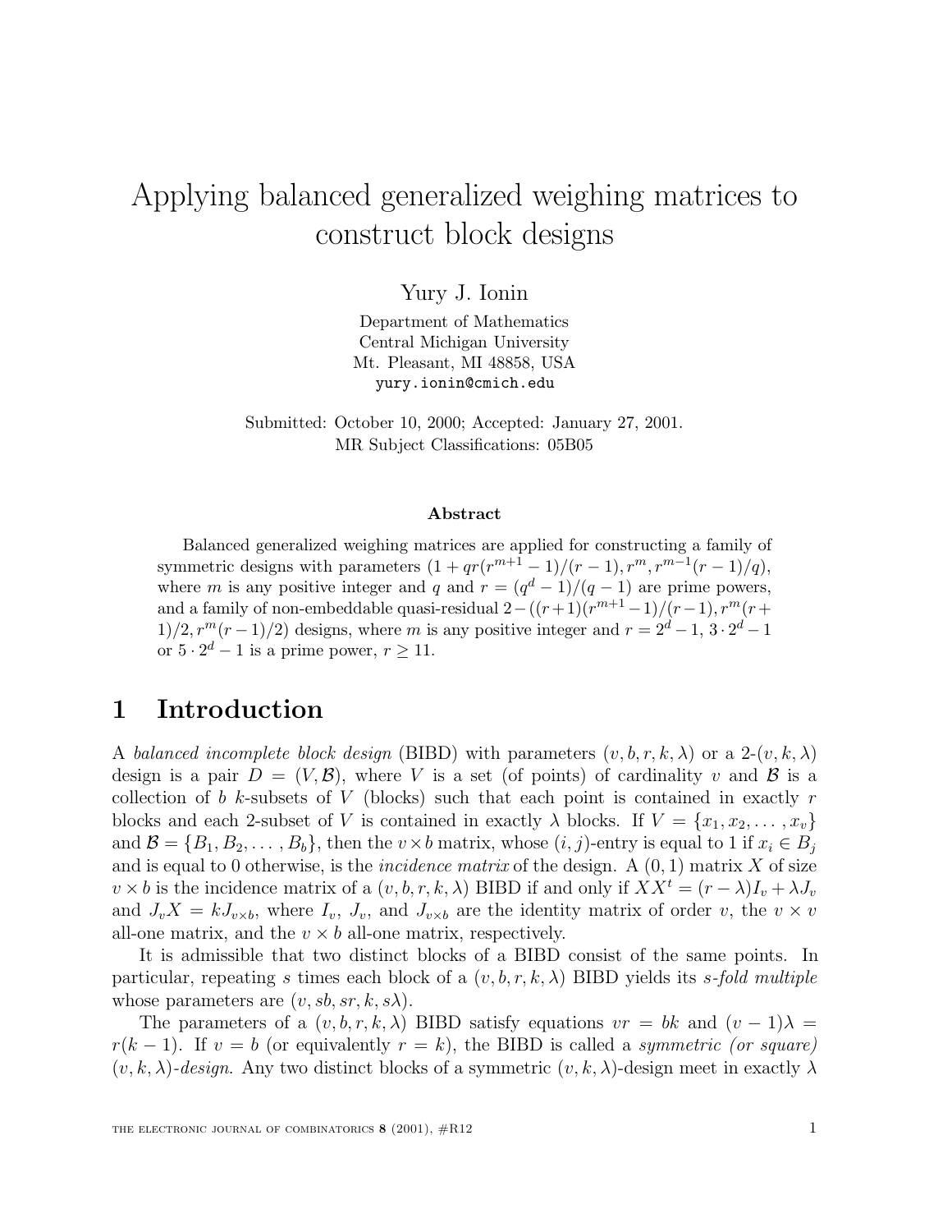# Applying balanced generalized weighing matrices to construct block designs

Yury J. Ionin

Department of Mathematics
Central Michigan University
Mt. Pleasant, MI 48858, USA
yury.ionin@cmich.edu

Submitted: October 10, 2000; Accepted: January 27, 2001.
MR Subject Classifications: 05B05

### Abstract

Balanced generalized weighing matrices are applied for constructing a family of symmetric designs with parameters $(1 + qr(r^{m+1} - 1)/(r - 1), r^m, r^{m-1}(r - 1)/q)$, where $m$ is any positive integer and $q$ and $r = (q^d - 1)/(q - 1)$ are prime powers, and a family of non-embeddable quasi-residual $2-((r+1)(r^{m+1}-1)/(r-1), r^m(r+1)/2, r^m(r-1)/2)$ designs, where $m$ is any positive integer and $r = 2^d - 1$, $3 \cdot 2^d - 1$ or $5 \cdot 2^d - 1$ is a prime power, $r \geq 11$.

## 1 Introduction

A *balanced incomplete block design* (BIBD) with parameters $(v, b, r, k, \lambda)$ or a 2-$(v, k, \lambda)$ design is a pair $D = (V, \mathcal{B})$, where $V$ is a set (of points) of cardinality $v$ and $\mathcal{B}$ is a collection of $b$ $k$-subsets of $V$ (blocks) such that each point is contained in exactly $r$ blocks and each 2-subset of $V$ is contained in exactly $\lambda$ blocks. If $V = \{x_1, x_2, \ldots, x_v\}$ and $\mathcal{B} = \{B_1, B_2, \ldots, B_b\}$, then the $v \times b$ matrix, whose $(i, j)$-entry is equal to 1 if $x_i \in B_j$ and is equal to 0 otherwise, is the *incidence matrix* of the design. A $(0, 1)$ matrix $X$ of size $v \times b$ is the incidence matrix of a $(v, b, r, k, \lambda)$ BIBD if and only if $XX^t = (r - \lambda)I_v + \lambda J_v$ and $J_v X = kJ_{v \times b}$, where $I_v$, $J_v$, and $J_{v \times b}$ are the identity matrix of order $v$, the $v \times v$ all-one matrix, and the $v \times b$ all-one matrix, respectively.

It is admissible that two distinct blocks of a BIBD consist of the same points. In particular, repeating $s$ times each block of a $(v, b, r, k, \lambda)$ BIBD yields its *$s$-fold multiple* whose parameters are $(v, sb, sr, k, s\lambda)$.

The parameters of a $(v, b, r, k, \lambda)$ BIBD satisfy equations $vr = bk$ and $(v - 1)\lambda = r(k - 1)$. If $v = b$ (or equivalently $r = k$), the BIBD is called a *symmetric (or square) $(v, k, \lambda)$-design*. Any two distinct blocks of a symmetric $(v, k, \lambda)$-design meet in exactly $\lambda$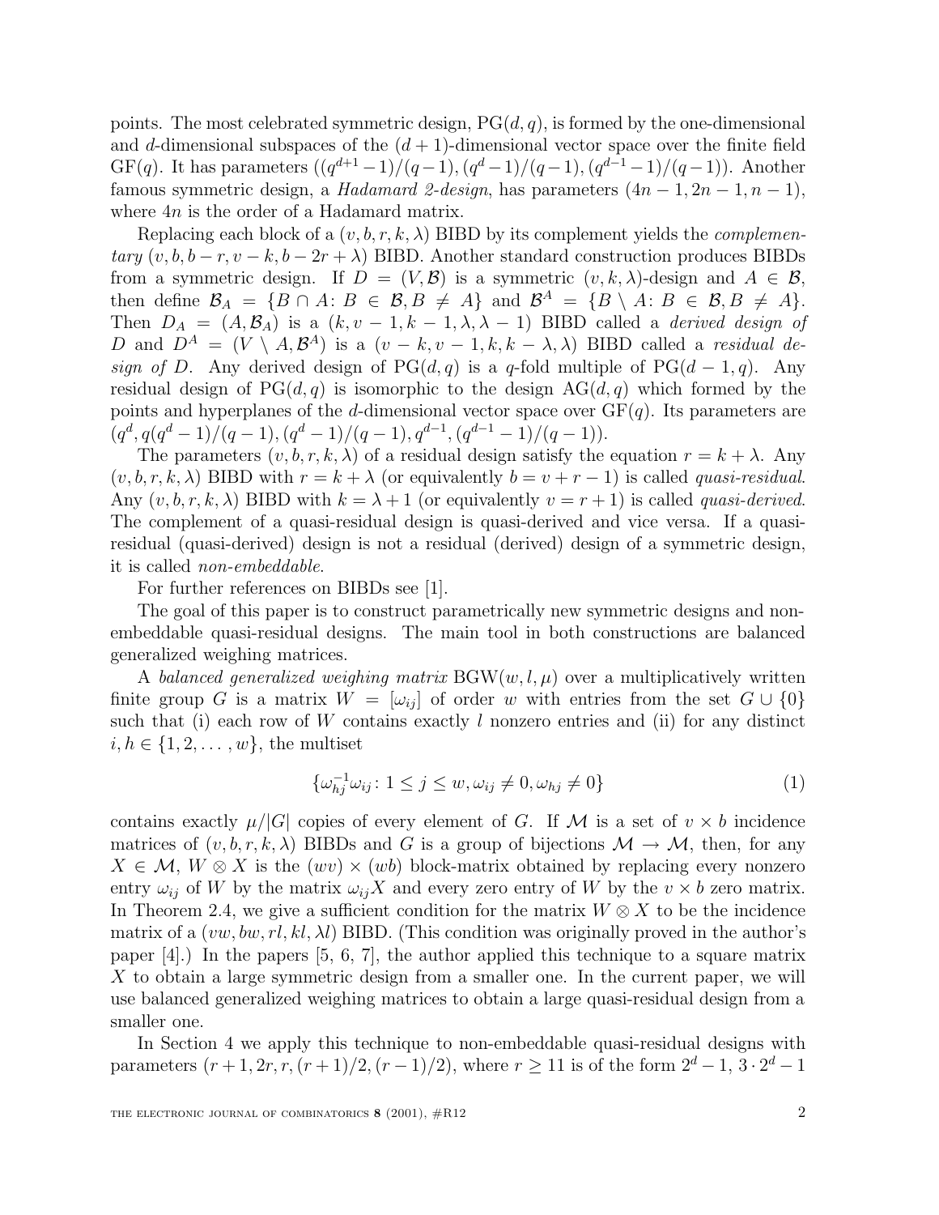points. The most celebrated symmetric design, $\mathrm{PG}(d,q)$, is formed by the one-dimensional and $d$-dimensional subspaces of the $(d+1)$-dimensional vector space over the finite field $\mathrm{GF}(q)$. It has parameters $((q^{d+1}-1)/(q-1), (q^d-1)/(q-1), (q^{d-1}-1)/(q-1))$. Another famous symmetric design, a *Hadamard 2-design*, has parameters $(4n-1, 2n-1, n-1)$, where $4n$ is the order of a Hadamard matrix.

Replacing each block of a $(v,b,r,k,\lambda)$ BIBD by its complement yields the *complementary* $(v,b,b-r,v-k,b-2r+\lambda)$ BIBD. Another standard construction produces BIBDs from a symmetric design. If $D=(V,\mathcal{B})$ is a symmetric $(v,k,\lambda)$-design and $A\in\mathcal{B}$, then define $\mathcal{B}_A=\{B\cap A\colon B\in\mathcal{B}, B\neq A\}$ and $\mathcal{B}^A=\{B\setminus A\colon B\in\mathcal{B}, B\neq A\}$. Then $D_A=(A,\mathcal{B}_A)$ is a $(k,v-1,k-1,\lambda,\lambda-1)$ BIBD called a *derived design of* $D$ and $D^A=(V\setminus A,\mathcal{B}^A)$ is a $(v-k,v-1,k,k-\lambda,\lambda)$ BIBD called a *residual design of* $D$. Any derived design of $\mathrm{PG}(d,q)$ is a $q$-fold multiple of $\mathrm{PG}(d-1,q)$. Any residual design of $\mathrm{PG}(d,q)$ is isomorphic to the design $\mathrm{AG}(d,q)$ which formed by the points and hyperplanes of the $d$-dimensional vector space over $\mathrm{GF}(q)$. Its parameters are $(q^d, q(q^d-1)/(q-1), (q^d-1)/(q-1), q^{d-1}, (q^{d-1}-1)/(q-1))$.

The parameters $(v,b,r,k,\lambda)$ of a residual design satisfy the equation $r=k+\lambda$. Any $(v,b,r,k,\lambda)$ BIBD with $r=k+\lambda$ (or equivalently $b=v+r-1$) is called *quasi-residual*. Any $(v,b,r,k,\lambda)$ BIBD with $k=\lambda+1$ (or equivalently $v=r+1$) is called *quasi-derived*. The complement of a quasi-residual design is quasi-derived and vice versa. If a quasi-residual (quasi-derived) design is not a residual (derived) design of a symmetric design, it is called *non-embeddable*.

For further references on BIBDs see [1].

The goal of this paper is to construct parametrically new symmetric designs and non-embeddable quasi-residual designs. The main tool in both constructions are balanced generalized weighing matrices.

A *balanced generalized weighing matrix* $\mathrm{BGW}(w,l,\mu)$ over a multiplicatively written finite group $G$ is a matrix $W=[\omega_{ij}]$ of order $w$ with entries from the set $G\cup\{0\}$ such that (i) each row of $W$ contains exactly $l$ nonzero entries and (ii) for any distinct $i,h\in\{1,2,\ldots,w\}$, the multiset

$$\{\omega_{hj}^{-1}\omega_{ij}\colon 1\leq j\leq w, \omega_{ij}\neq 0, \omega_{hj}\neq 0\} \tag{1}$$

contains exactly $\mu/|G|$ copies of every element of $G$. If $\mathcal{M}$ is a set of $v\times b$ incidence matrices of $(v,b,r,k,\lambda)$ BIBDs and $G$ is a group of bijections $\mathcal{M}\to\mathcal{M}$, then, for any $X\in\mathcal{M}$, $W\otimes X$ is the $(wv)\times(wb)$ block-matrix obtained by replacing every nonzero entry $\omega_{ij}$ of $W$ by the matrix $\omega_{ij}X$ and every zero entry of $W$ by the $v\times b$ zero matrix. In Theorem 2.4, we give a sufficient condition for the matrix $W\otimes X$ to be the incidence matrix of a $(vw, bw, rl, kl, \lambda l)$ BIBD. (This condition was originally proved in the author's paper [4].) In the papers [5, 6, 7], the author applied this technique to a square matrix $X$ to obtain a large symmetric design from a smaller one. In the current paper, we will use balanced generalized weighing matrices to obtain a large quasi-residual design from a smaller one.

In Section 4 we apply this technique to non-embeddable quasi-residual designs with parameters $(r+1, 2r, r, (r+1)/2, (r-1)/2)$, where $r\geq 11$ is of the form $2^d-1$, $3\cdot 2^d-1$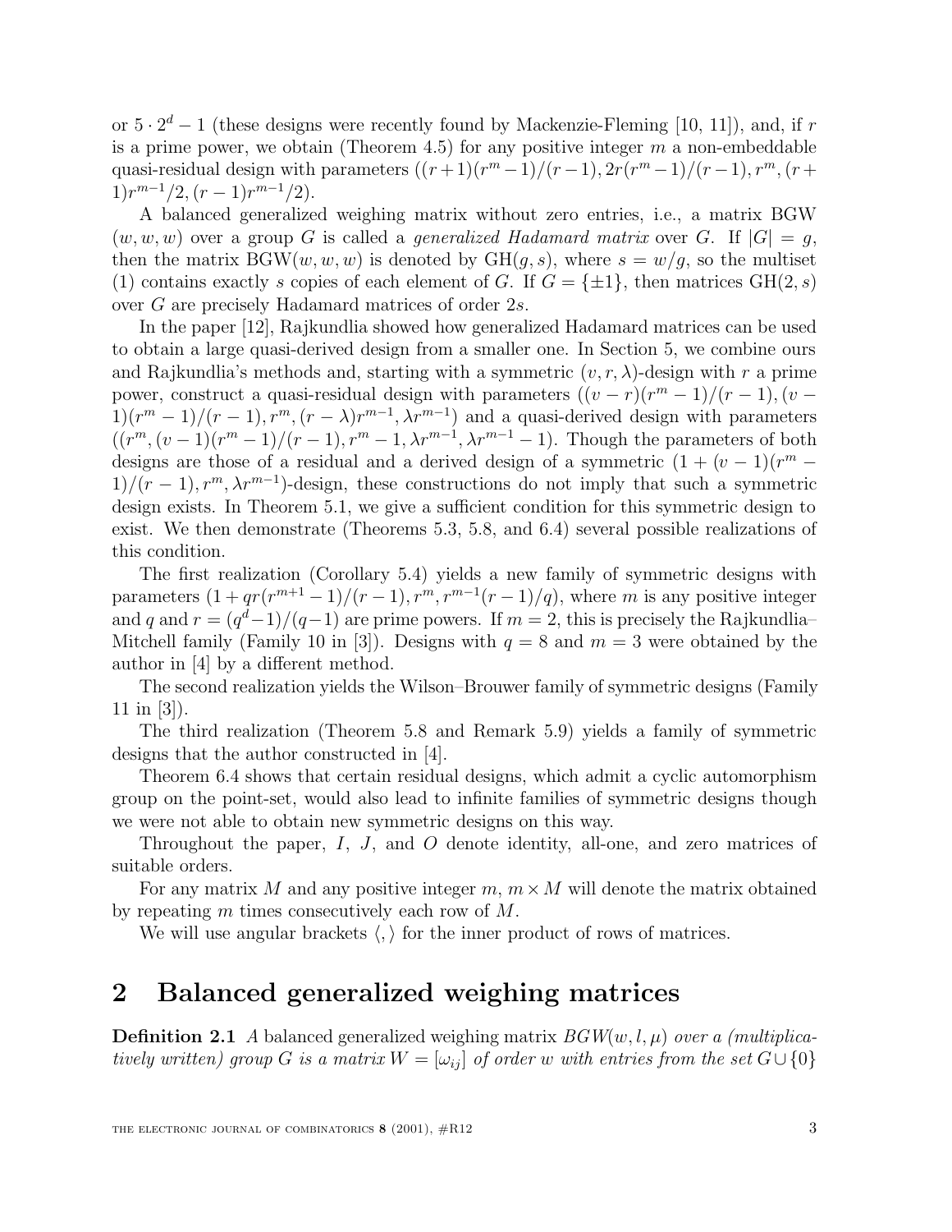or $5 \cdot 2^d - 1$ (these designs were recently found by Mackenzie-Fleming [10, 11]), and, if $r$ is a prime power, we obtain (Theorem 4.5) for any positive integer $m$ a non-embeddable quasi-residual design with parameters $((r+1)(r^m-1)/(r-1), 2r(r^m-1)/(r-1), r^m, (r+1)r^{m-1}/2, (r-1)r^{m-1}/2)$.

A balanced generalized weighing matrix without zero entries, i.e., a matrix BGW $(w, w, w)$ over a group $G$ is called a *generalized Hadamard matrix* over $G$. If $|G| = g$, then the matrix $\mathrm{BGW}(w, w, w)$ is denoted by $\mathrm{GH}(g, s)$, where $s = w/g$, so the multiset (1) contains exactly $s$ copies of each element of $G$. If $G = \{\pm 1\}$, then matrices $\mathrm{GH}(2, s)$ over $G$ are precisely Hadamard matrices of order $2s$.

In the paper [12], Rajkundlia showed how generalized Hadamard matrices can be used to obtain a large quasi-derived design from a smaller one. In Section 5, we combine ours and Rajkundlia's methods and, starting with a symmetric $(v, r, \lambda)$-design with $r$ a prime power, construct a quasi-residual design with parameters $((v-r)(r^m-1)/(r-1), (v-1)(r^m-1)/(r-1), r^m, (r-\lambda)r^{m-1}, \lambda r^{m-1})$ and a quasi-derived design with parameters $((r^m, (v-1)(r^m-1)/(r-1), r^m-1, \lambda r^{m-1}, \lambda r^{m-1}-1)$. Though the parameters of both designs are those of a residual and a derived design of a symmetric $(1+(v-1)(r^m-1)/(r-1), r^m, \lambda r^{m-1})$-design, these constructions do not imply that such a symmetric design exists. In Theorem 5.1, we give a sufficient condition for this symmetric design to exist. We then demonstrate (Theorems 5.3, 5.8, and 6.4) several possible realizations of this condition.

The first realization (Corollary 5.4) yields a new family of symmetric designs with parameters $(1+qr(r^{m+1}-1)/(r-1), r^m, r^{m-1}(r-1)/q)$, where $m$ is any positive integer and $q$ and $r = (q^d-1)/(q-1)$ are prime powers. If $m = 2$, this is precisely the Rajkundlia–Mitchell family (Family 10 in [3]). Designs with $q = 8$ and $m = 3$ were obtained by the author in [4] by a different method.

The second realization yields the Wilson–Brouwer family of symmetric designs (Family 11 in [3]).

The third realization (Theorem 5.8 and Remark 5.9) yields a family of symmetric designs that the author constructed in [4].

Theorem 6.4 shows that certain residual designs, which admit a cyclic automorphism group on the point-set, would also lead to infinite families of symmetric designs though we were not able to obtain new symmetric designs on this way.

Throughout the paper, $I$, $J$, and $O$ denote identity, all-one, and zero matrices of suitable orders.

For any matrix $M$ and any positive integer $m$, $m \times M$ will denote the matrix obtained by repeating $m$ times consecutively each row of $M$.

We will use angular brackets $\langle , \rangle$ for the inner product of rows of matrices.

## 2 Balanced generalized weighing matrices

**Definition 2.1** *A balanced generalized weighing matrix $BGW(w, l, \mu)$ over a (multiplicatively written) group $G$ is a matrix $W = [\omega_{ij}]$ of order $w$ with entries from the set $G \cup \{0\}$*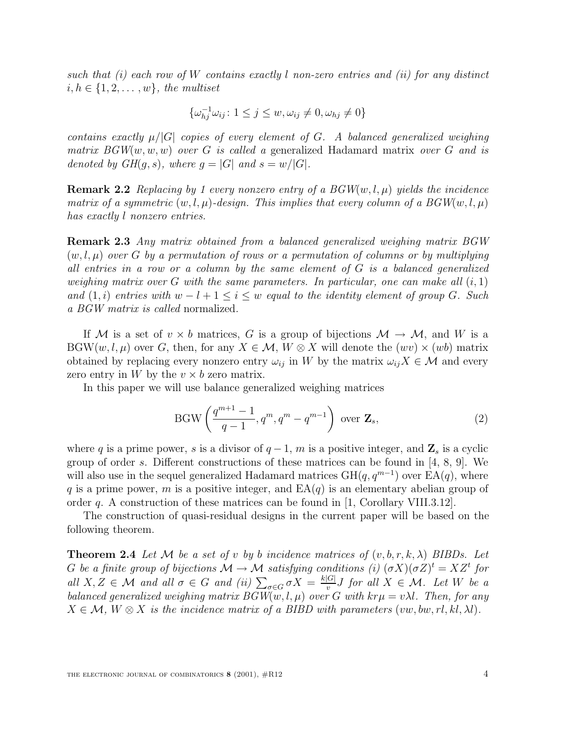*such that (i) each row of $W$ contains exactly $l$ non-zero entries and (ii) for any distinct $i, h \in \{1, 2, \ldots, w\}$, the multiset*

$$\{\omega_{hj}^{-1}\omega_{ij} \colon 1 \leq j \leq w, \omega_{ij} \neq 0, \omega_{hj} \neq 0\}$$

*contains exactly $\mu/|G|$ copies of every element of $G$. A balanced generalized weighing matrix $BGW(w, w, w)$ over $G$ is called a* generalized Hadamard matrix *over $G$ and is denoted by $GH(g, s)$, where $g = |G|$ and $s = w/|G|$.*

**Remark 2.2** *Replacing by 1 every nonzero entry of a $BGW(w, l, \mu)$ yields the incidence matrix of a symmetric $(w, l, \mu)$-design. This implies that every column of a $BGW(w, l, \mu)$ has exactly $l$ nonzero entries.*

**Remark 2.3** *Any matrix obtained from a balanced generalized weighing matrix $BGW$ $(w, l, \mu)$ over $G$ by a permutation of rows or a permutation of columns or by multiplying all entries in a row or a column by the same element of $G$ is a balanced generalized weighing matrix over $G$ with the same parameters. In particular, one can make all $(i, 1)$ and $(1, i)$ entries with $w - l + 1 \leq i \leq w$ equal to the identity element of group $G$. Such a BGW matrix is called* normalized.

If $\mathcal{M}$ is a set of $v \times b$ matrices, $G$ is a group of bijections $\mathcal{M} \to \mathcal{M}$, and $W$ is a $\mathrm{BGW}(w, l, \mu)$ over $G$, then, for any $X \in \mathcal{M}$, $W \otimes X$ will denote the $(wv) \times (wb)$ matrix obtained by replacing every nonzero entry $\omega_{ij}$ in $W$ by the matrix $\omega_{ij}X \in \mathcal{M}$ and every zero entry in $W$ by the $v \times b$ zero matrix.

In this paper we will use balance generalized weighing matrices

$$\mathrm{BGW}\left(\frac{q^{m+1}-1}{q-1}, q^m, q^m - q^{m-1}\right) \text{ over } \mathbf{Z}_s, \tag{2}$$

where $q$ is a prime power, $s$ is a divisor of $q - 1$, $m$ is a positive integer, and $\mathbf{Z}_s$ is a cyclic group of order $s$. Different constructions of these matrices can be found in [4, 8, 9]. We will also use in the sequel generalized Hadamard matrices $\mathrm{GH}(q, q^{m-1})$ over $\mathrm{EA}(q)$, where $q$ is a prime power, $m$ is a positive integer, and $\mathrm{EA}(q)$ is an elementary abelian group of order $q$. A construction of these matrices can be found in [1, Corollary VIII.3.12].

The construction of quasi-residual designs in the current paper will be based on the following theorem.

**Theorem 2.4** *Let $\mathcal{M}$ be a set of $v$ by $b$ incidence matrices of $(v, b, r, k, \lambda)$ BIBDs. Let $G$ be a finite group of bijections $\mathcal{M} \to \mathcal{M}$ satisfying conditions (i) $(\sigma X)(\sigma Z)^t = XZ^t$ for all $X, Z \in \mathcal{M}$ and all $\sigma \in G$ and (ii) $\sum_{\sigma \in G} \sigma X = \frac{k|G|}{v}J$ for all $X \in \mathcal{M}$. Let $W$ be a balanced generalized weighing matrix $BGW(w, l, \mu)$ over $G$ with $kr\mu = v\lambda l$. Then, for any $X \in \mathcal{M}$, $W \otimes X$ is the incidence matrix of a BIBD with parameters $(vw, bw, rl, kl, \lambda l)$.*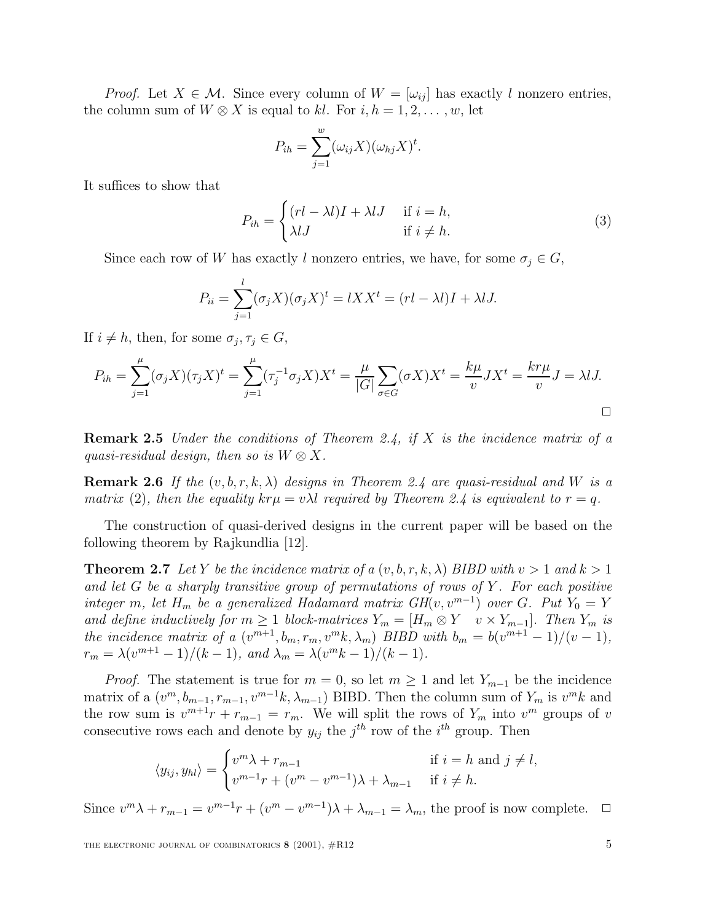*Proof.* Let $X \in \mathcal{M}$. Since every column of $W = [\omega_{ij}]$ has exactly $l$ nonzero entries, the column sum of $W \otimes X$ is equal to $kl$. For $i, h = 1, 2, \ldots, w$, let

$$P_{ih} = \sum_{j=1}^{w} (\omega_{ij} X)(\omega_{hj} X)^t.$$

It suffices to show that

$$P_{ih} = \begin{cases} (rl - \lambda l)I + \lambda l J & \text{if } i = h, \\ \lambda l J & \text{if } i \neq h. \end{cases} \tag{3}$$

Since each row of $W$ has exactly $l$ nonzero entries, we have, for some $\sigma_j \in G$,

$$P_{ii} = \sum_{j=1}^{l} (\sigma_j X)(\sigma_j X)^t = l X X^t = (rl - \lambda l)I + \lambda l J.$$

If $i \neq h$, then, for some $\sigma_j, \tau_j \in G$,

$$P_{ih} = \sum_{j=1}^{\mu} (\sigma_j X)(\tau_j X)^t = \sum_{j=1}^{\mu} (\tau_j^{-1} \sigma_j X) X^t = \frac{\mu}{|G|} \sum_{\sigma \in G} (\sigma X) X^t = \frac{k\mu}{v} J X^t = \frac{kr\mu}{v} J = \lambda l J.$$

□

**Remark 2.5** *Under the conditions of Theorem 2.4, if $X$ is the incidence matrix of a quasi-residual design, then so is $W \otimes X$.*

**Remark 2.6** *If the $(v, b, r, k, \lambda)$ designs in Theorem 2.4 are quasi-residual and $W$ is a matrix (2), then the equality $kr\mu = v\lambda l$ required by Theorem 2.4 is equivalent to $r = q$.*

The construction of quasi-derived designs in the current paper will be based on the following theorem by Rajkundlia [12].

**Theorem 2.7** *Let $Y$ be the incidence matrix of a $(v, b, r, k, \lambda)$ BIBD with $v > 1$ and $k > 1$ and let $G$ be a sharply transitive group of permutations of rows of $Y$. For each positive integer $m$, let $H_m$ be a generalized Hadamard matrix $GH(v, v^{m-1})$ over $G$. Put $Y_0 = Y$ and define inductively for $m \geq 1$ block-matrices $Y_m = [H_m \otimes Y \quad v \times Y_{m-1}]$. Then $Y_m$ is the incidence matrix of a $(v^{m+1}, b_m, r_m, v^m k, \lambda_m)$ BIBD with $b_m = b(v^{m+1} - 1)/(v - 1)$, $r_m = \lambda(v^{m+1} - 1)/(k - 1)$, and $\lambda_m = \lambda(v^m k - 1)/(k - 1)$.*

*Proof.* The statement is true for $m = 0$, so let $m \geq 1$ and let $Y_{m-1}$ be the incidence matrix of a $(v^m, b_{m-1}, r_{m-1}, v^{m-1}k, \lambda_{m-1})$ BIBD. Then the column sum of $Y_m$ is $v^m k$ and the row sum is $v^{m+1} r + r_{m-1} = r_m$. We will split the rows of $Y_m$ into $v^m$ groups of $v$ consecutive rows each and denote by $y_{ij}$ the $j^{th}$ row of the $i^{th}$ group. Then

$$\langle y_{ij}, y_{hl} \rangle = \begin{cases} v^m \lambda + r_{m-1} & \text{if } i = h \text{ and } j \neq l, \\ v^{m-1} r + (v^m - v^{m-1})\lambda + \lambda_{m-1} & \text{if } i \neq h. \end{cases}$$

Since $v^m \lambda + r_{m-1} = v^{m-1} r + (v^m - v^{m-1})\lambda + \lambda_{m-1} = \lambda_m$, the proof is now complete. □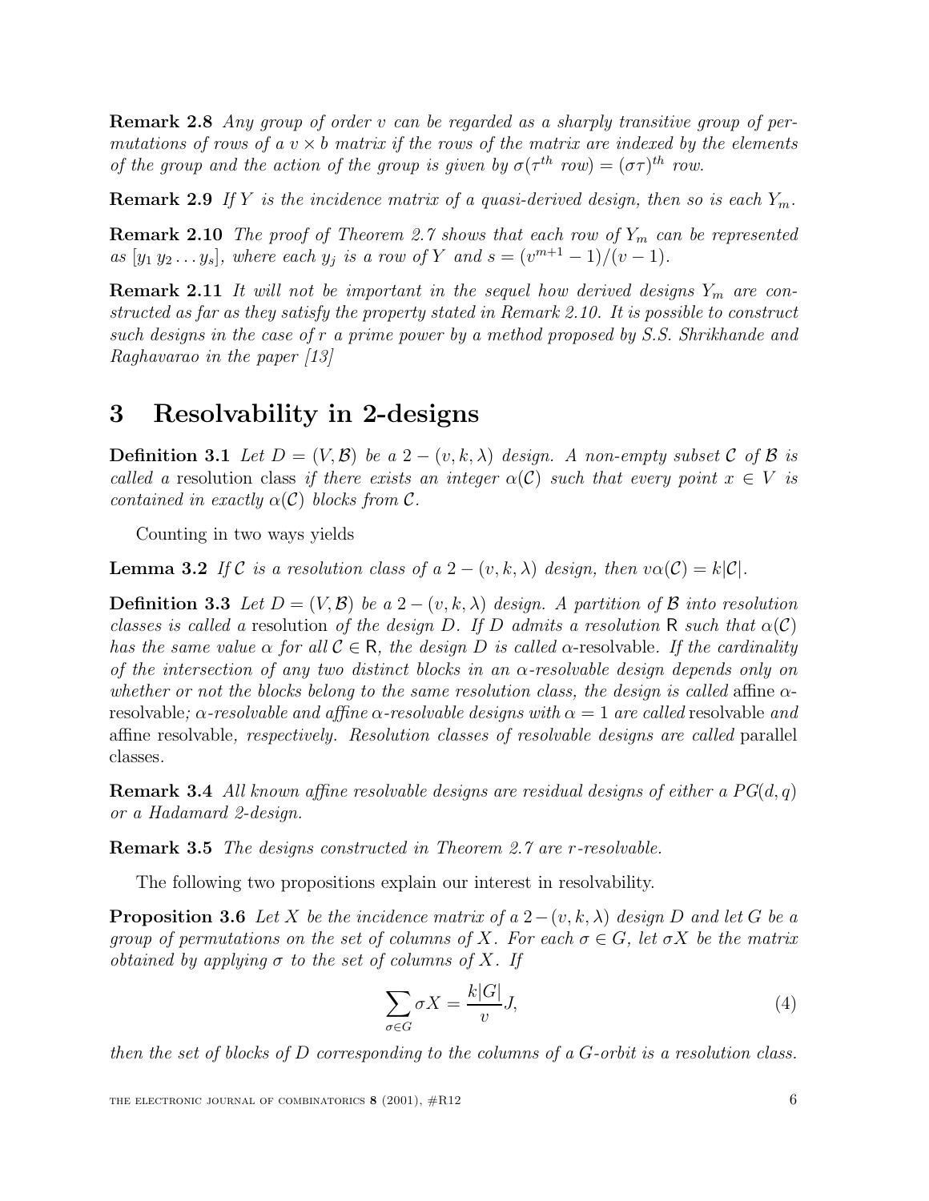**Remark 2.8** *Any group of order $v$ can be regarded as a sharply transitive group of permutations of rows of a $v \times b$ matrix if the rows of the matrix are indexed by the elements of the group and the action of the group is given by $\sigma(\tau^{th}$ row$) = (\sigma\tau)^{th}$ row.*

**Remark 2.9** *If $Y$ is the incidence matrix of a quasi-derived design, then so is each $Y_m$.*

**Remark 2.10** *The proof of Theorem 2.7 shows that each row of $Y_m$ can be represented as $[y_1\, y_2 \ldots y_s]$, where each $y_j$ is a row of $Y$ and $s = (v^{m+1} - 1)/(v - 1)$.*

**Remark 2.11** *It will not be important in the sequel how derived designs $Y_m$ are constructed as far as they satisfy the property stated in Remark 2.10. It is possible to construct such designs in the case of $r$ a prime power by a method proposed by S.S. Shrikhande and Raghavarao in the paper [13]*

# 3 Resolvability in 2-designs

**Definition 3.1** *Let $D = (V, \mathcal{B})$ be a $2-(v, k, \lambda)$ design. A non-empty subset $\mathcal{C}$ of $\mathcal{B}$ is called a* resolution class *if there exists an integer $\alpha(\mathcal{C})$ such that every point $x \in V$ is contained in exactly $\alpha(\mathcal{C})$ blocks from $\mathcal{C}$.*

Counting in two ways yields

**Lemma 3.2** *If $\mathcal{C}$ is a resolution class of a $2-(v, k, \lambda)$ design, then $v\alpha(\mathcal{C}) = k|\mathcal{C}|$.*

**Definition 3.3** *Let $D = (V, \mathcal{B})$ be a $2-(v, k, \lambda)$ design. A partition of $\mathcal{B}$ into resolution classes is called a* resolution *of the design $D$. If $D$ admits a resolution $\mathsf{R}$ such that $\alpha(\mathcal{C})$ has the same value $\alpha$ for all $\mathcal{C} \in \mathsf{R}$, the design $D$ is called* $\alpha$-resolvable*. If the cardinality of the intersection of any two distinct blocks in an $\alpha$-resolvable design depends only on whether or not the blocks belong to the same resolution class, the design is called* affine $\alpha$-resolvable*; $\alpha$-resolvable and affine $\alpha$-resolvable designs with $\alpha = 1$ are called* resolvable *and* affine resolvable*, respectively. Resolution classes of resolvable designs are called* parallel classes.

**Remark 3.4** *All known affine resolvable designs are residual designs of either a $PG(d, q)$ or a Hadamard 2-design.*

**Remark 3.5** *The designs constructed in Theorem 2.7 are $r$-resolvable.*

The following two propositions explain our interest in resolvability.

**Proposition 3.6** *Let $X$ be the incidence matrix of a $2-(v, k, \lambda)$ design $D$ and let $G$ be a group of permutations on the set of columns of $X$. For each $\sigma \in G$, let $\sigma X$ be the matrix obtained by applying $\sigma$ to the set of columns of $X$. If*

$$\sum_{\sigma \in G} \sigma X = \frac{k|G|}{v} J, \tag{4}$$

*then the set of blocks of $D$ corresponding to the columns of a $G$-orbit is a resolution class.*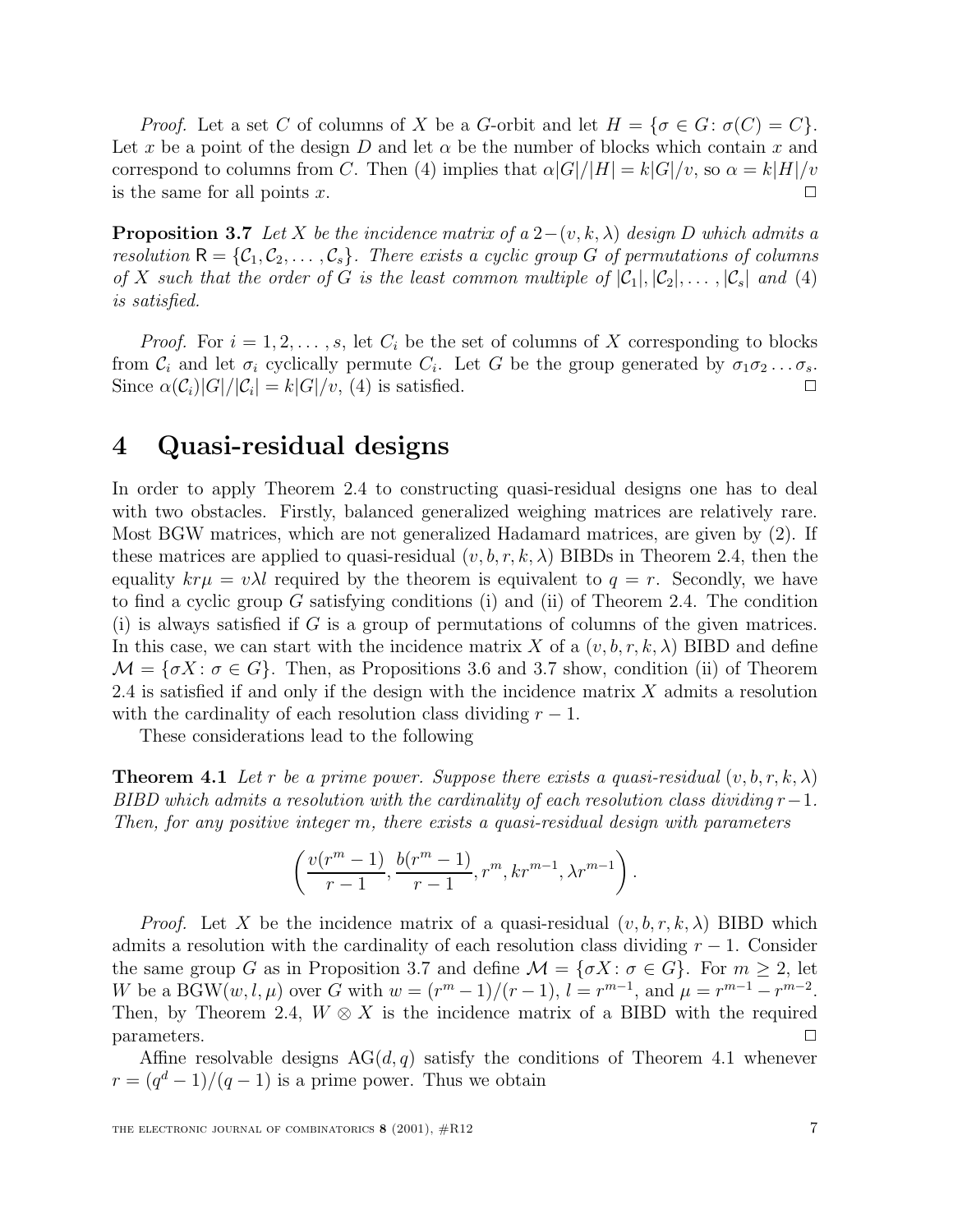*Proof.* Let a set $C$ of columns of $X$ be a $G$-orbit and let $H = \{\sigma \in G : \sigma(C) = C\}$. Let $x$ be a point of the design $D$ and let $\alpha$ be the number of blocks which contain $x$ and correspond to columns from $C$. Then (4) implies that $\alpha|G|/|H| = k|G|/v$, so $\alpha = k|H|/v$ is the same for all points $x$. □

**Proposition 3.7** *Let $X$ be the incidence matrix of a $2-(v, k, \lambda)$ design $D$ which admits a resolution $\mathsf{R} = \{\mathcal{C}_1, \mathcal{C}_2, \dots, \mathcal{C}_s\}$. There exists a cyclic group $G$ of permutations of columns of $X$ such that the order of $G$ is the least common multiple of $|\mathcal{C}_1|, |\mathcal{C}_2|, \dots, |\mathcal{C}_s|$ and (4) is satisfied.*

*Proof.* For $i = 1, 2, \dots, s$, let $C_i$ be the set of columns of $X$ corresponding to blocks from $\mathcal{C}_i$ and let $\sigma_i$ cyclically permute $C_i$. Let $G$ be the group generated by $\sigma_1\sigma_2 \dots \sigma_s$. Since $\alpha(\mathcal{C}_i)|G|/|\mathcal{C}_i| = k|G|/v$, (4) is satisfied. □

# 4 Quasi-residual designs

In order to apply Theorem 2.4 to constructing quasi-residual designs one has to deal with two obstacles. Firstly, balanced generalized weighing matrices are relatively rare. Most BGW matrices, which are not generalized Hadamard matrices, are given by (2). If these matrices are applied to quasi-residual $(v, b, r, k, \lambda)$ BIBDs in Theorem 2.4, then the equality $kr\mu = v\lambda l$ required by the theorem is equivalent to $q = r$. Secondly, we have to find a cyclic group $G$ satisfying conditions (i) and (ii) of Theorem 2.4. The condition (i) is always satisfied if $G$ is a group of permutations of columns of the given matrices. In this case, we can start with the incidence matrix $X$ of a $(v, b, r, k, \lambda)$ BIBD and define $\mathcal{M} = \{\sigma X : \sigma \in G\}$. Then, as Propositions 3.6 and 3.7 show, condition (ii) of Theorem 2.4 is satisfied if and only if the design with the incidence matrix $X$ admits a resolution with the cardinality of each resolution class dividing $r - 1$.

These considerations lead to the following

**Theorem 4.1** *Let $r$ be a prime power. Suppose there exists a quasi-residual $(v, b, r, k, \lambda)$ BIBD which admits a resolution with the cardinality of each resolution class dividing $r-1$. Then, for any positive integer $m$, there exists a quasi-residual design with parameters*

$$\left( \frac{v(r^m - 1)}{r - 1}, \frac{b(r^m - 1)}{r - 1}, r^m, kr^{m-1}, \lambda r^{m-1} \right).$$

*Proof.* Let $X$ be the incidence matrix of a quasi-residual $(v, b, r, k, \lambda)$ BIBD which admits a resolution with the cardinality of each resolution class dividing $r - 1$. Consider the same group $G$ as in Proposition 3.7 and define $\mathcal{M} = \{\sigma X : \sigma \in G\}$. For $m \geq 2$, let $W$ be a $\mathrm{BGW}(w, l, \mu)$ over $G$ with $w = (r^m - 1)/(r - 1)$, $l = r^{m-1}$, and $\mu = r^{m-1} - r^{m-2}$. Then, by Theorem 2.4, $W \otimes X$ is the incidence matrix of a BIBD with the required parameters. □

Affine resolvable designs $\mathrm{AG}(d, q)$ satisfy the conditions of Theorem 4.1 whenever $r = (q^d - 1)/(q - 1)$ is a prime power. Thus we obtain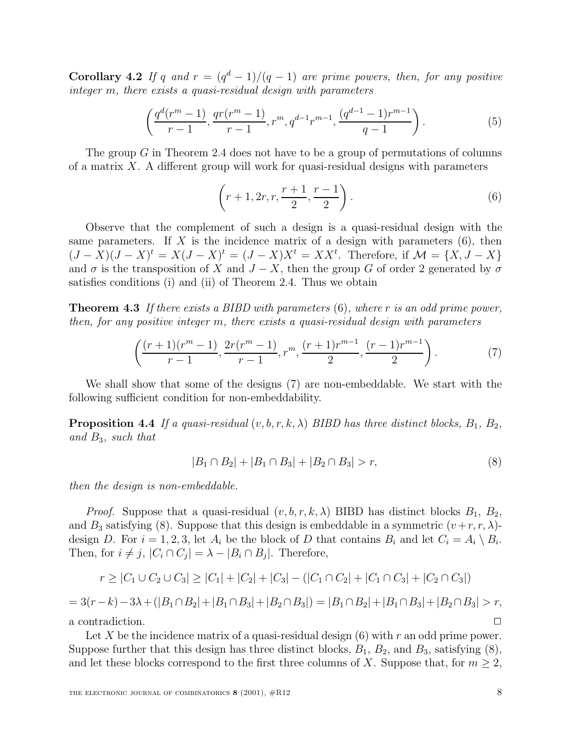**Corollary 4.2** *If $q$ and $r = (q^d-1)/(q-1)$ are prime powers, then, for any positive integer $m$, there exists a quasi-residual design with parameters*

$$\left(\frac{q^d(r^m-1)}{r-1}, \frac{qr(r^m-1)}{r-1}, r^m, q^{d-1}r^{m-1}, \frac{(q^{d-1}-1)r^{m-1}}{q-1}\right). \tag{5}$$

The group $G$ in Theorem 2.4 does not have to be a group of permutations of columns of a matrix $X$. A different group will work for quasi-residual designs with parameters

$$\left(r+1, 2r, r, \frac{r+1}{2}, \frac{r-1}{2}\right). \tag{6}$$

Observe that the complement of such a design is a quasi-residual design with the same parameters. If $X$ is the incidence matrix of a design with parameters (6), then $(J-X)(J-X)^t = X(J-X)^t = (J-X)X^t = XX^t$. Therefore, if $\mathcal{M} = \{X, J-X\}$ and $\sigma$ is the transposition of $X$ and $J-X$, then the group $G$ of order 2 generated by $\sigma$ satisfies conditions (i) and (ii) of Theorem 2.4. Thus we obtain

**Theorem 4.3** *If there exists a BIBD with parameters* (6)*, where $r$ is an odd prime power, then, for any positive integer $m$, there exists a quasi-residual design with parameters*

$$\left(\frac{(r+1)(r^m-1)}{r-1}, \frac{2r(r^m-1)}{r-1}, r^m, \frac{(r+1)r^{m-1}}{2}, \frac{(r-1)r^{m-1}}{2}\right). \tag{7}$$

We shall show that some of the designs (7) are non-embeddable. We start with the following sufficient condition for non-embeddability.

**Proposition 4.4** *If a quasi-residual $(v, b, r, k, \lambda)$ BIBD has three distinct blocks, $B_1$, $B_2$, and $B_3$, such that*

$$|B_1 \cap B_2| + |B_1 \cap B_3| + |B_2 \cap B_3| > r, \tag{8}$$

*then the design is non-embeddable.*

*Proof.* Suppose that a quasi-residual $(v, b, r, k, \lambda)$ BIBD has distinct blocks $B_1$, $B_2$, and $B_3$ satisfying (8). Suppose that this design is embeddable in a symmetric $(v+r, r, \lambda)$-design $D$. For $i = 1, 2, 3$, let $A_i$ be the block of $D$ that contains $B_i$ and let $C_i = A_i \setminus B_i$. Then, for $i \neq j$, $|C_i \cap C_j| = \lambda - |B_i \cap B_j|$. Therefore,

$$r \geq |C_1 \cup C_2 \cup C_3| \geq |C_1| + |C_2| + |C_3| - (|C_1 \cap C_2| + |C_1 \cap C_3| + |C_2 \cap C_3|)$$

$$= 3(r-k) - 3\lambda + (|B_1 \cap B_2| + |B_1 \cap B_3| + |B_2 \cap B_3|) = |B_1 \cap B_2| + |B_1 \cap B_3| + |B_2 \cap B_3| > r,$$

a contradiction. $\square$

Let $X$ be the incidence matrix of a quasi-residual design (6) with $r$ an odd prime power. Suppose further that this design has three distinct blocks, $B_1$, $B_2$, and $B_3$, satisfying (8), and let these blocks correspond to the first three columns of $X$. Suppose that, for $m \geq 2$,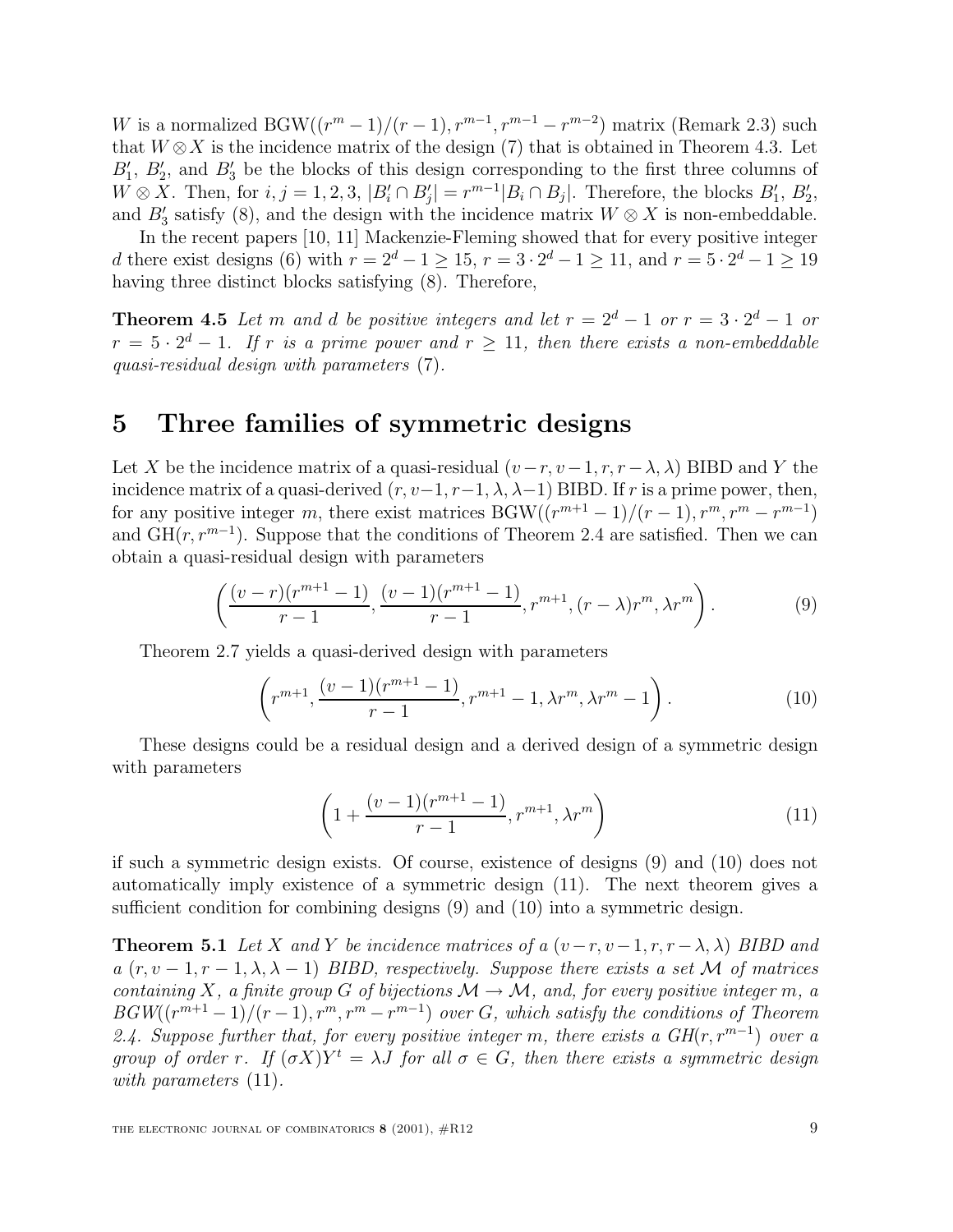$W$ is a normalized $\mathrm{BGW}((r^m - 1)/(r-1), r^{m-1}, r^{m-1} - r^{m-2})$ matrix (Remark 2.3) such that $W \otimes X$ is the incidence matrix of the design (7) that is obtained in Theorem 4.3. Let $B_1'$, $B_2'$, and $B_3'$ be the blocks of this design corresponding to the first three columns of $W \otimes X$. Then, for $i, j = 1, 2, 3$, $|B_i' \cap B_j'| = r^{m-1}|B_i \cap B_j|$. Therefore, the blocks $B_1'$, $B_2'$, and $B_3'$ satisfy (8), and the design with the incidence matrix $W \otimes X$ is non-embeddable.

In the recent papers [10, 11] Mackenzie-Fleming showed that for every positive integer $d$ there exist designs (6) with $r = 2^d - 1 \geq 15$, $r = 3 \cdot 2^d - 1 \geq 11$, and $r = 5 \cdot 2^d - 1 \geq 19$ having three distinct blocks satisfying (8). Therefore,

**Theorem 4.5** *Let $m$ and $d$ be positive integers and let $r = 2^d - 1$ or $r = 3 \cdot 2^d - 1$ or $r = 5 \cdot 2^d - 1$. If $r$ is a prime power and $r \geq 11$, then there exists a non-embeddable quasi-residual design with parameters* (7).

# 5 Three families of symmetric designs

Let $X$ be the incidence matrix of a quasi-residual $(v-r, v-1, r, r-\lambda, \lambda)$ BIBD and $Y$ the incidence matrix of a quasi-derived $(r, v-1, r-1, \lambda, \lambda-1)$ BIBD. If $r$ is a prime power, then, for any positive integer $m$, there exist matrices $\mathrm{BGW}((r^{m+1}-1)/(r-1), r^m, r^m - r^{m-1})$ and $\mathrm{GH}(r, r^{m-1})$. Suppose that the conditions of Theorem 2.4 are satisfied. Then we can obtain a quasi-residual design with parameters

$$\left( \frac{(v-r)(r^{m+1}-1)}{r-1}, \frac{(v-1)(r^{m+1}-1)}{r-1}, r^{m+1}, (r-\lambda)r^m, \lambda r^m \right). \tag{9}$$

Theorem 2.7 yields a quasi-derived design with parameters

$$\left( r^{m+1}, \frac{(v-1)(r^{m+1}-1)}{r-1}, r^{m+1} - 1, \lambda r^m, \lambda r^m - 1 \right). \tag{10}$$

These designs could be a residual design and a derived design of a symmetric design with parameters

$$\left( 1 + \frac{(v-1)(r^{m+1}-1)}{r-1}, r^{m+1}, \lambda r^m \right) \tag{11}$$

if such a symmetric design exists. Of course, existence of designs (9) and (10) does not automatically imply existence of a symmetric design (11). The next theorem gives a sufficient condition for combining designs (9) and (10) into a symmetric design.

**Theorem 5.1** *Let $X$ and $Y$ be incidence matrices of a $(v-r, v-1, r, r-\lambda, \lambda)$ BIBD and a $(r, v-1, r-1, \lambda, \lambda-1)$ BIBD, respectively. Suppose there exists a set $\mathcal{M}$ of matrices containing $X$, a finite group $G$ of bijections $\mathcal{M} \to \mathcal{M}$, and, for every positive integer $m$, a $BGW((r^{m+1}-1)/(r-1), r^m, r^m - r^{m-1})$ over $G$, which satisfy the conditions of Theorem 2.4. Suppose further that, for every positive integer $m$, there exists a $GH(r, r^{m-1})$ over a group of order $r$. If $(\sigma X)Y^t = \lambda J$ for all $\sigma \in G$, then there exists a symmetric design with parameters* (11).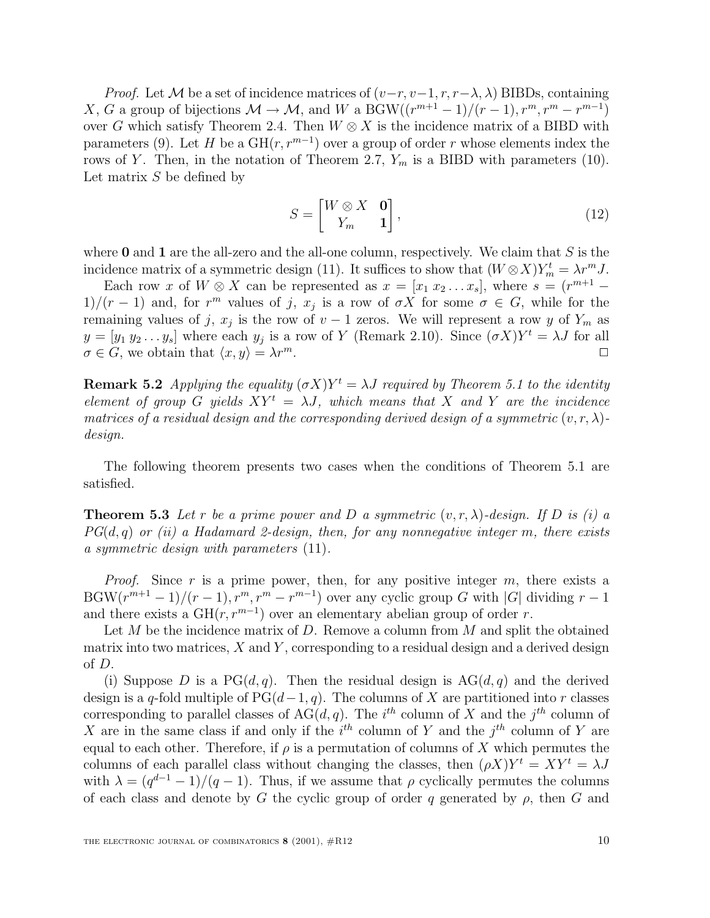*Proof.* Let $\mathcal{M}$ be a set of incidence matrices of $(v-r, v-1, r, r-\lambda, \lambda)$ BIBDs, containing $X$, $G$ a group of bijections $\mathcal{M} \to \mathcal{M}$, and $W$ a BGW$((r^{m+1}-1)/(r-1), r^m, r^m - r^{m-1})$ over $G$ which satisfy Theorem 2.4. Then $W \otimes X$ is the incidence matrix of a BIBD with parameters (9). Let $H$ be a GH$(r, r^{m-1})$ over a group of order $r$ whose elements index the rows of $Y$. Then, in the notation of Theorem 2.7, $Y_m$ is a BIBD with parameters (10). Let matrix $S$ be defined by

$$S = \begin{bmatrix} W \otimes X & \mathbf{0} \\ Y_m & \mathbf{1} \end{bmatrix}, \tag{12}$$

where $\mathbf{0}$ and $\mathbf{1}$ are the all-zero and the all-one column, respectively. We claim that $S$ is the incidence matrix of a symmetric design (11). It suffices to show that $(W \otimes X)Y_m^t = \lambda r^m J$.

Each row $x$ of $W \otimes X$ can be represented as $x = [x_1\, x_2 \ldots x_s]$, where $s = (r^{m+1} - 1)/(r-1)$ and, for $r^m$ values of $j$, $x_j$ is a row of $\sigma X$ for some $\sigma \in G$, while for the remaining values of $j$, $x_j$ is the row of $v-1$ zeros. We will represent a row $y$ of $Y_m$ as $y = [y_1\, y_2 \ldots y_s]$ where each $y_j$ is a row of $Y$ (Remark 2.10). Since $(\sigma X)Y^t = \lambda J$ for all $\sigma \in G$, we obtain that $\langle x, y\rangle = \lambda r^m$. $\square$

**Remark 5.2** *Applying the equality $(\sigma X)Y^t = \lambda J$ required by Theorem 5.1 to the identity element of group $G$ yields $XY^t = \lambda J$, which means that $X$ and $Y$ are the incidence matrices of a residual design and the corresponding derived design of a symmetric $(v, r, \lambda)$-design.*

The following theorem presents two cases when the conditions of Theorem 5.1 are satisfied.

**Theorem 5.3** *Let $r$ be a prime power and $D$ a symmetric $(v, r, \lambda)$-design. If $D$ is (i) a PG$(d, q)$ or (ii) a Hadamard 2-design, then, for any nonnegative integer $m$, there exists a symmetric design with parameters* (11).

*Proof.* Since $r$ is a prime power, then, for any positive integer $m$, there exists a BGW$(r^{m+1}-1)/(r-1), r^m, r^m - r^{m-1})$ over any cyclic group $G$ with $|G|$ dividing $r-1$ and there exists a GH$(r, r^{m-1})$ over an elementary abelian group of order $r$.

Let $M$ be the incidence matrix of $D$. Remove a column from $M$ and split the obtained matrix into two matrices, $X$ and $Y$, corresponding to a residual design and a derived design of $D$.

(i) Suppose $D$ is a PG$(d, q)$. Then the residual design is AG$(d, q)$ and the derived design is a $q$-fold multiple of PG$(d-1, q)$. The columns of $X$ are partitioned into $r$ classes corresponding to parallel classes of AG$(d, q)$. The $i^{th}$ column of $X$ and the $j^{th}$ column of $X$ are in the same class if and only if the $i^{th}$ column of $Y$ and the $j^{th}$ column of $Y$ are equal to each other. Therefore, if $\rho$ is a permutation of columns of $X$ which permutes the columns of each parallel class without changing the classes, then $(\rho X)Y^t = XY^t = \lambda J$ with $\lambda = (q^{d-1}-1)/(q-1)$. Thus, if we assume that $\rho$ cyclically permutes the columns of each class and denote by $G$ the cyclic group of order $q$ generated by $\rho$, then $G$ and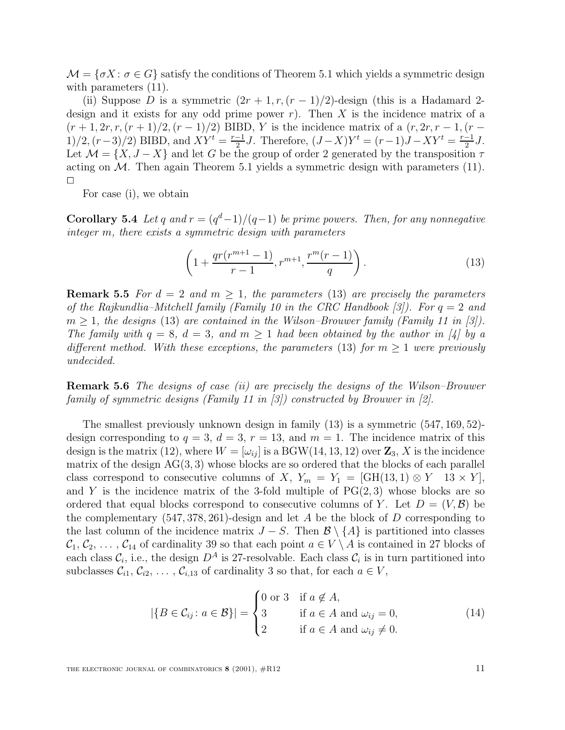$\mathcal{M} = \{\sigma X : \sigma \in G\}$ satisfy the conditions of Theorem 5.1 which yields a symmetric design with parameters (11).

(ii) Suppose $D$ is a symmetric $(2r+1, r, (r-1)/2)$-design (this is a Hadamard 2-design and it exists for any odd prime power $r$). Then $X$ is the incidence matrix of a $(r+1, 2r, r, (r+1)/2, (r-1)/2)$ BIBD, $Y$ is the incidence matrix of a $(r, 2r, r-1, (r-1)/2, (r-3)/2)$ BIBD, and $XY^t = \frac{r-1}{2}J$. Therefore, $(J-X)Y^t = (r-1)J - XY^t = \frac{r-1}{2}J$. Let $\mathcal{M} = \{X, J-X\}$ and let $G$ be the group of order 2 generated by the transposition $\tau$ acting on $\mathcal{M}$. Then again Theorem 5.1 yields a symmetric design with parameters (11). □

For case (i), we obtain

**Corollary 5.4** *Let $q$ and $r = (q^d-1)/(q-1)$ be prime powers. Then, for any nonnegative integer $m$, there exists a symmetric design with parameters*

$$\left(1 + \frac{qr(r^{m+1}-1)}{r-1}, r^{m+1}, \frac{r^m(r-1)}{q}\right). \tag{13}$$

**Remark 5.5** *For $d = 2$ and $m \geq 1$, the parameters* (13) *are precisely the parameters of the Rajkundlia–Mitchell family (Family 10 in the CRC Handbook [3]). For $q = 2$ and $m \geq 1$, the designs* (13) *are contained in the Wilson–Brouwer family (Family 11 in [3]). The family with $q = 8$, $d = 3$, and $m \geq 1$ had been obtained by the author in [4] by a different method. With these exceptions, the parameters* (13) *for $m \geq 1$ were previously undecided.*

**Remark 5.6** *The designs of case (ii) are precisely the designs of the Wilson–Brouwer family of symmetric designs (Family 11 in [3]) constructed by Brouwer in [2].*

The smallest previously unknown design in family (13) is a symmetric $(547, 169, 52)$-design corresponding to $q = 3$, $d = 3$, $r = 13$, and $m = 1$. The incidence matrix of this design is the matrix (12), where $W = [\omega_{ij}]$ is a BGW$(14, 13, 12)$ over $\mathbf{Z}_3$, $X$ is the incidence matrix of the design AG$(3, 3)$ whose blocks are so ordered that the blocks of each parallel class correspond to consecutive columns of $X$, $Y_m = Y_1 = [\text{GH}(13, 1) \otimes Y \quad 13 \times Y]$, and $Y$ is the incidence matrix of the 3-fold multiple of PG$(2, 3)$ whose blocks are so ordered that equal blocks correspond to consecutive columns of $Y$. Let $D = (V, \mathcal{B})$ be the complementary $(547, 378, 261)$-design and let $A$ be the block of $D$ corresponding to the last column of the incidence matrix $J - S$. Then $\mathcal{B} \setminus \{A\}$ is partitioned into classes $\mathcal{C}_1, \mathcal{C}_2, \ldots, \mathcal{C}_{14}$ of cardinality 39 so that each point $a \in V \setminus A$ is contained in 27 blocks of each class $\mathcal{C}_i$, i.e., the design $D^A$ is 27-resolvable. Each class $\mathcal{C}_i$ is in turn partitioned into subclasses $\mathcal{C}_{i1}, \mathcal{C}_{i2}, \ldots, \mathcal{C}_{i,13}$ of cardinality 3 so that, for each $a \in V$,

$$|\{B \in \mathcal{C}_{ij} : a \in \mathcal{B}\}| = \begin{cases} 0 \text{ or } 3 & \text{if } a \notin A, \\ 3 & \text{if } a \in A \text{ and } \omega_{ij} = 0, \\ 2 & \text{if } a \in A \text{ and } \omega_{ij} \neq 0. \end{cases} \tag{14}$$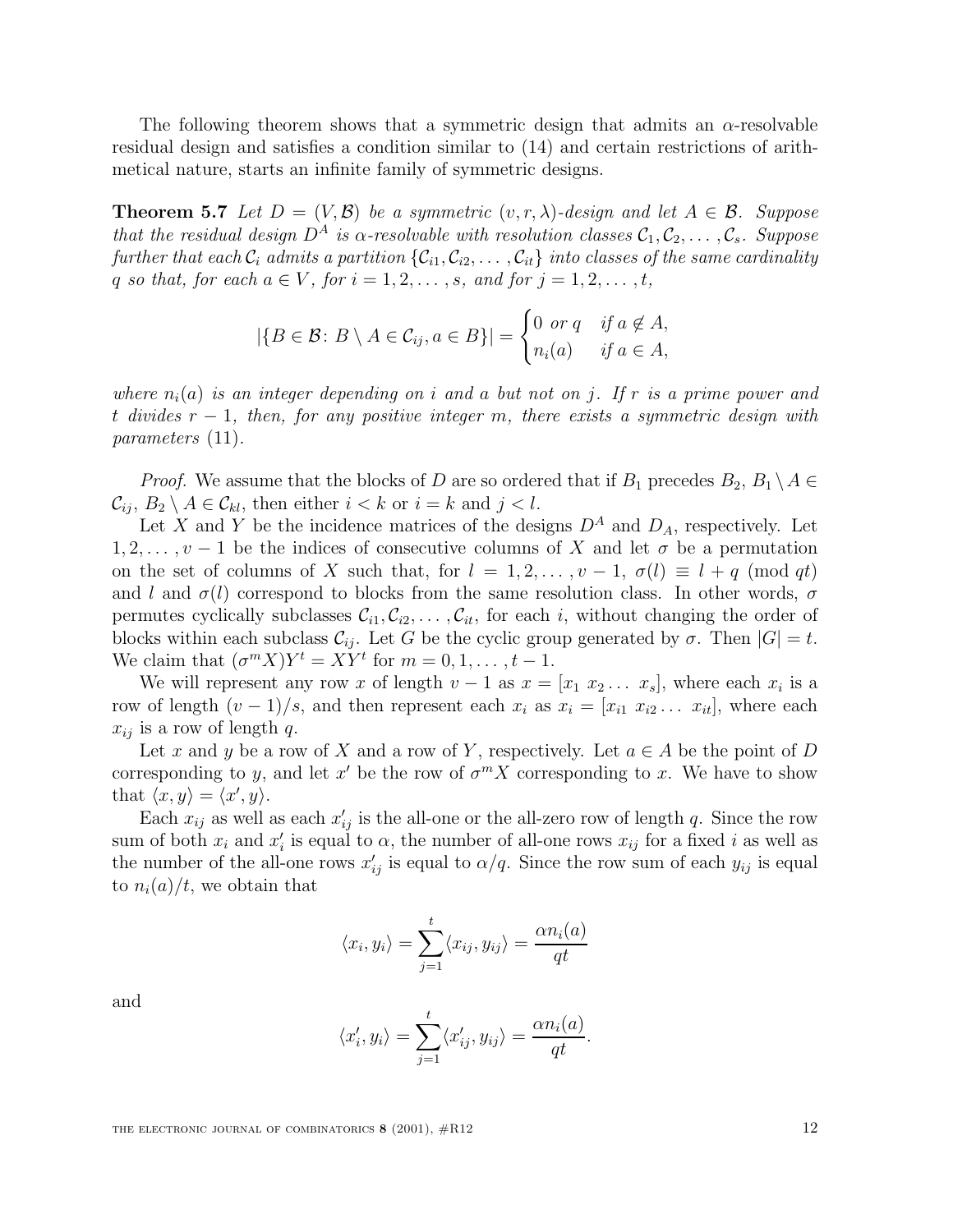The following theorem shows that a symmetric design that admits an $\alpha$-resolvable residual design and satisfies a condition similar to (14) and certain restrictions of arithmetical nature, starts an infinite family of symmetric designs.

**Theorem 5.7** *Let $D = (V, \mathcal{B})$ be a symmetric $(v, r, \lambda)$-design and let $A \in \mathcal{B}$. Suppose that the residual design $D^A$ is $\alpha$-resolvable with resolution classes $\mathcal{C}_1, \mathcal{C}_2, \ldots, \mathcal{C}_s$. Suppose further that each $\mathcal{C}_i$ admits a partition $\{\mathcal{C}_{i1}, \mathcal{C}_{i2}, \ldots, \mathcal{C}_{it}\}$ into classes of the same cardinality $q$ so that, for each $a \in V$, for $i = 1, 2, \ldots, s$, and for $j = 1, 2, \ldots, t$,*

$$|\{B \in \mathcal{B} \colon B \setminus A \in \mathcal{C}_{ij}, a \in B\}| = \begin{cases} 0 \text{ or } q & \text{if } a \notin A, \\ n_i(a) & \text{if } a \in A, \end{cases}$$

*where $n_i(a)$ is an integer depending on $i$ and $a$ but not on $j$. If $r$ is a prime power and $t$ divides $r - 1$, then, for any positive integer $m$, there exists a symmetric design with parameters* (11).

*Proof.* We assume that the blocks of $D$ are so ordered that if $B_1$ precedes $B_2$, $B_1 \setminus A \in \mathcal{C}_{ij}$, $B_2 \setminus A \in \mathcal{C}_{kl}$, then either $i < k$ or $i = k$ and $j < l$.

Let $X$ and $Y$ be the incidence matrices of the designs $D^A$ and $D_A$, respectively. Let $1, 2, \ldots, v-1$ be the indices of consecutive columns of $X$ and let $\sigma$ be a permutation on the set of columns of $X$ such that, for $l = 1, 2, \ldots, v-1$, $\sigma(l) \equiv l + q \pmod{qt}$ and $l$ and $\sigma(l)$ correspond to blocks from the same resolution class. In other words, $\sigma$ permutes cyclically subclasses $\mathcal{C}_{i1}, \mathcal{C}_{i2}, \ldots, \mathcal{C}_{it}$, for each $i$, without changing the order of blocks within each subclass $\mathcal{C}_{ij}$. Let $G$ be the cyclic group generated by $\sigma$. Then $|G| = t$. We claim that $(\sigma^m X)Y^t = XY^t$ for $m = 0, 1, \ldots, t-1$.

We will represent any row $x$ of length $v - 1$ as $x = [x_1\ x_2 \ldots\ x_s]$, where each $x_i$ is a row of length $(v-1)/s$, and then represent each $x_i$ as $x_i = [x_{i1}\ x_{i2} \ldots\ x_{it}]$, where each $x_{ij}$ is a row of length $q$.

Let $x$ and $y$ be a row of $X$ and a row of $Y$, respectively. Let $a \in A$ be the point of $D$ corresponding to $y$, and let $x'$ be the row of $\sigma^m X$ corresponding to $x$. We have to show that $\langle x, y \rangle = \langle x', y \rangle$.

Each $x_{ij}$ as well as each $x'_{ij}$ is the all-one or the all-zero row of length $q$. Since the row sum of both $x_i$ and $x'_i$ is equal to $\alpha$, the number of all-one rows $x_{ij}$ for a fixed $i$ as well as the number of the all-one rows $x'_{ij}$ is equal to $\alpha/q$. Since the row sum of each $y_{ij}$ is equal to $n_i(a)/t$, we obtain that

$$\langle x_i, y_i \rangle = \sum_{j=1}^{t} \langle x_{ij}, y_{ij} \rangle = \frac{\alpha n_i(a)}{qt}$$

and

$$\langle x'_i, y_i \rangle = \sum_{j=1}^{t} \langle x'_{ij}, y_{ij} \rangle = \frac{\alpha n_i(a)}{qt}.$$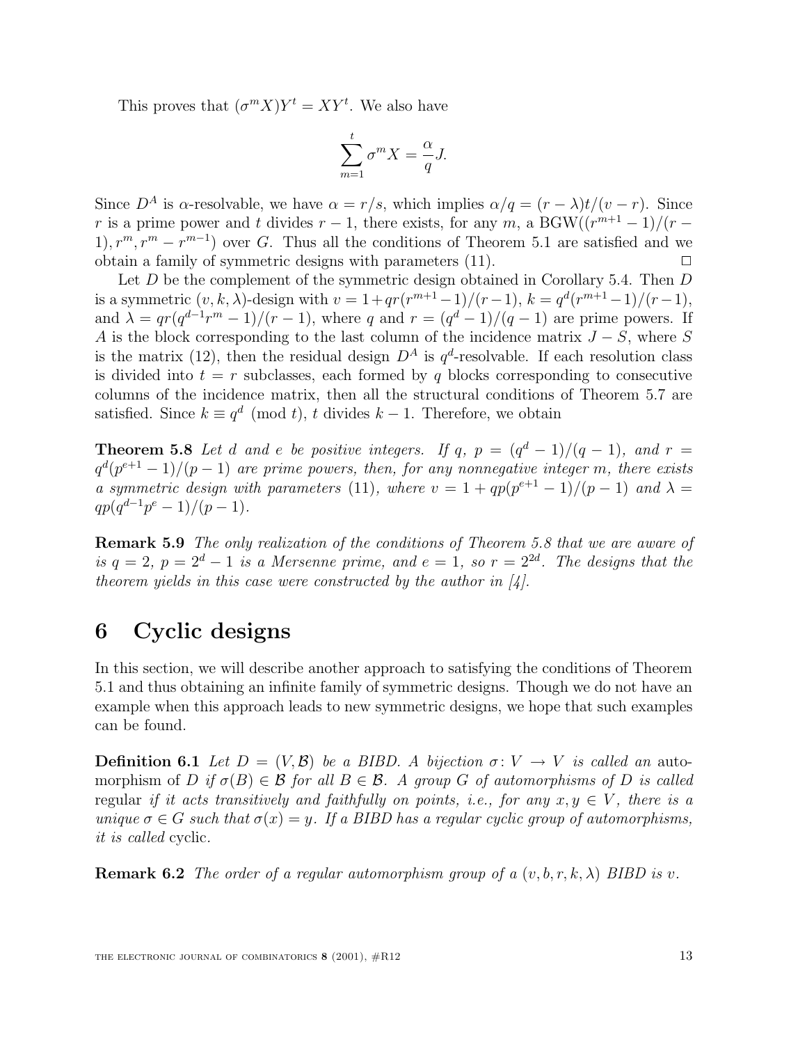This proves that $(\sigma^m X)Y^t = XY^t$. We also have

$$\sum_{m=1}^{t} \sigma^m X = \frac{\alpha}{q} J.$$

Since $D^A$ is $\alpha$-resolvable, we have $\alpha = r/s$, which implies $\alpha/q = (r-\lambda)t/(v-r)$. Since $r$ is a prime power and $t$ divides $r-1$, there exists, for any $m$, a BGW$((r^{m+1}-1)/(r-1), r^m, r^m - r^{m-1})$ over $G$. Thus all the conditions of Theorem 5.1 are satisfied and we obtain a family of symmetric designs with parameters (11). $\square$

Let $D$ be the complement of the symmetric design obtained in Corollary 5.4. Then $D$ is a symmetric $(v, k, \lambda)$-design with $v = 1 + qr(r^{m+1}-1)/(r-1)$, $k = q^d(r^{m+1}-1)/(r-1)$, and $\lambda = qr(q^{d-1}r^m - 1)/(r-1)$, where $q$ and $r = (q^d-1)/(q-1)$ are prime powers. If $A$ is the block corresponding to the last column of the incidence matrix $J - S$, where $S$ is the matrix (12), then the residual design $D^A$ is $q^d$-resolvable. If each resolution class is divided into $t = r$ subclasses, each formed by $q$ blocks corresponding to consecutive columns of the incidence matrix, then all the structural conditions of Theorem 5.7 are satisfied. Since $k \equiv q^d \pmod{t}$, $t$ divides $k-1$. Therefore, we obtain

**Theorem 5.8** *Let $d$ and $e$ be positive integers. If $q$, $p = (q^d-1)/(q-1)$, and $r = q^d(p^{e+1}-1)/(p-1)$ are prime powers, then, for any nonnegative integer $m$, there exists a symmetric design with parameters* (11)*, where $v = 1 + qp(p^{e+1}-1)/(p-1)$ and $\lambda = qp(q^{d-1}p^e - 1)/(p-1)$.*

**Remark 5.9** *The only realization of the conditions of Theorem 5.8 that we are aware of is $q = 2$, $p = 2^d - 1$ is a Mersenne prime, and $e = 1$, so $r = 2^{2d}$. The designs that the theorem yields in this case were constructed by the author in [4].*

# 6 Cyclic designs

In this section, we will describe another approach to satisfying the conditions of Theorem 5.1 and thus obtaining an infinite family of symmetric designs. Though we do not have an example when this approach leads to new symmetric designs, we hope that such examples can be found.

**Definition 6.1** *Let $D = (V, \mathcal{B})$ be a BIBD. A bijection $\sigma \colon V \to V$ is called an* automorphism *of $D$ if $\sigma(B) \in \mathcal{B}$ for all $B \in \mathcal{B}$. A group $G$ of automorphisms of $D$ is called* regular *if it acts transitively and faithfully on points, i.e., for any $x, y \in V$, there is a unique $\sigma \in G$ such that $\sigma(x) = y$. If a BIBD has a regular cyclic group of automorphisms, it is called* cyclic.

**Remark 6.2** *The order of a regular automorphism group of a $(v, b, r, k, \lambda)$ BIBD is $v$.*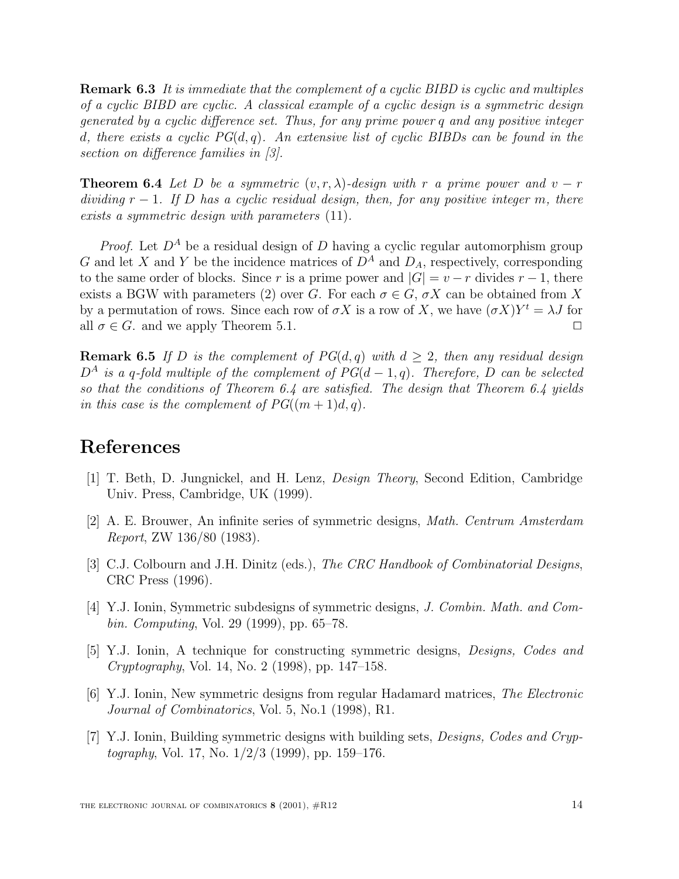**Remark 6.3** *It is immediate that the complement of a cyclic BIBD is cyclic and multiples of a cyclic BIBD are cyclic. A classical example of a cyclic design is a symmetric design generated by a cyclic difference set. Thus, for any prime power $q$ and any positive integer $d$, there exists a cyclic $PG(d, q)$. An extensive list of cyclic BIBDs can be found in the section on difference families in [3].*

**Theorem 6.4** *Let $D$ be a symmetric $(v, r, \lambda)$-design with $r$ a prime power and $v - r$ dividing $r - 1$. If $D$ has a cyclic residual design, then, for any positive integer $m$, there exists a symmetric design with parameters* (11).

*Proof.* Let $D^A$ be a residual design of $D$ having a cyclic regular automorphism group $G$ and let $X$ and $Y$ be the incidence matrices of $D^A$ and $D_A$, respectively, corresponding to the same order of blocks. Since $r$ is a prime power and $|G| = v - r$ divides $r - 1$, there exists a BGW with parameters (2) over $G$. For each $\sigma \in G$, $\sigma X$ can be obtained from $X$ by a permutation of rows. Since each row of $\sigma X$ is a row of $X$, we have $(\sigma X)Y^t = \lambda J$ for all $\sigma \in G$. and we apply Theorem 5.1. □

**Remark 6.5** *If $D$ is the complement of $PG(d, q)$ with $d \geq 2$, then any residual design $D^A$ is a $q$-fold multiple of the complement of $PG(d - 1, q)$. Therefore, $D$ can be selected so that the conditions of Theorem 6.4 are satisfied. The design that Theorem 6.4 yields in this case is the complement of $PG((m + 1)d, q)$.*

# References

[1] T. Beth, D. Jungnickel, and H. Lenz, *Design Theory*, Second Edition, Cambridge Univ. Press, Cambridge, UK (1999).

[2] A. E. Brouwer, An infinite series of symmetric designs, *Math. Centrum Amsterdam Report*, ZW 136/80 (1983).

[3] C.J. Colbourn and J.H. Dinitz (eds.), *The CRC Handbook of Combinatorial Designs*, CRC Press (1996).

[4] Y.J. Ionin, Symmetric subdesigns of symmetric designs, *J. Combin. Math. and Combin. Computing*, Vol. 29 (1999), pp. 65–78.

[5] Y.J. Ionin, A technique for constructing symmetric designs, *Designs, Codes and Cryptography*, Vol. 14, No. 2 (1998), pp. 147–158.

[6] Y.J. Ionin, New symmetric designs from regular Hadamard matrices, *The Electronic Journal of Combinatorics*, Vol. 5, No.1 (1998), R1.

[7] Y.J. Ionin, Building symmetric designs with building sets, *Designs, Codes and Cryptography*, Vol. 17, No. 1/2/3 (1999), pp. 159–176.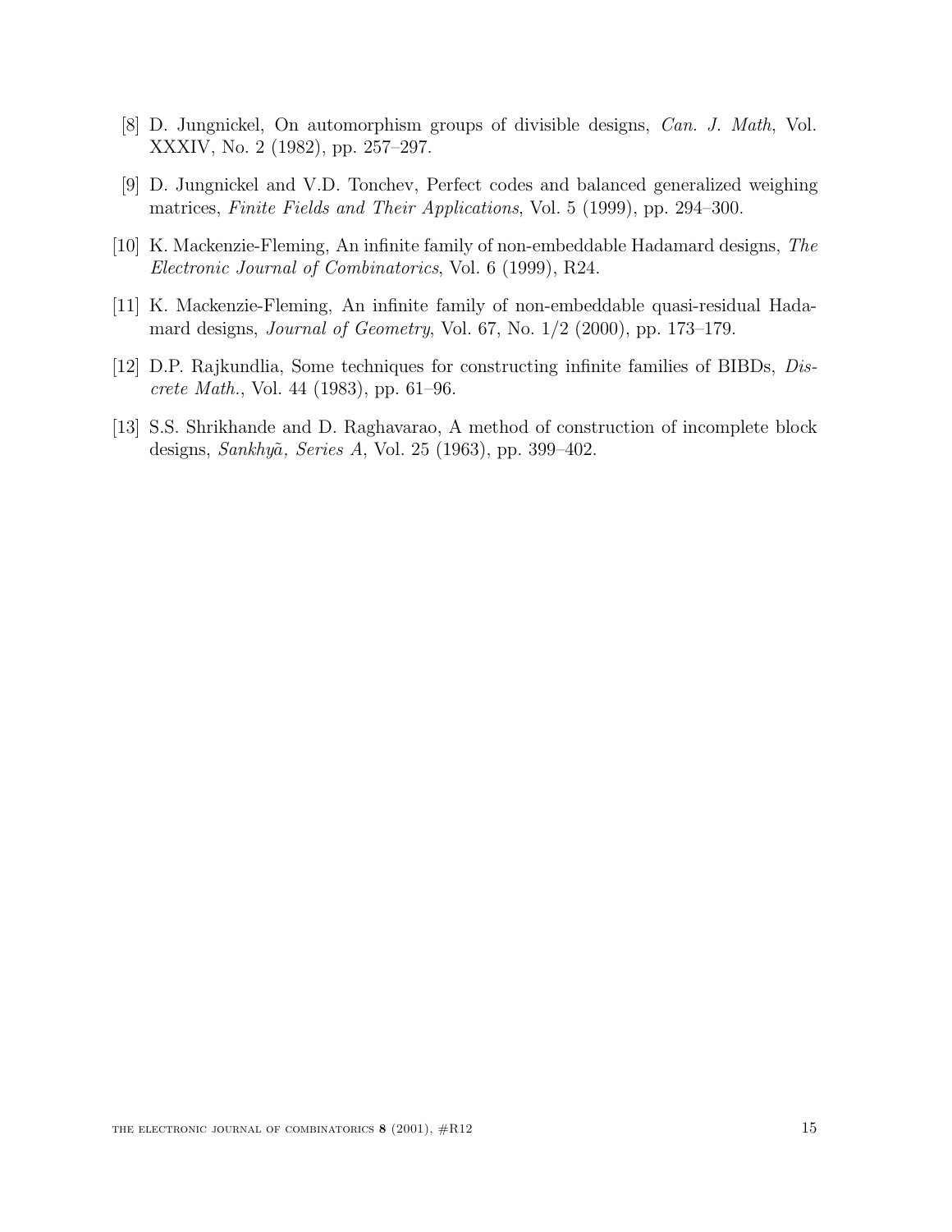[8] D. Jungnickel, On automorphism groups of divisible designs, *Can. J. Math*, Vol. XXXIV, No. 2 (1982), pp. 257–297.

[9] D. Jungnickel and V.D. Tonchev, Perfect codes and balanced generalized weighing matrices, *Finite Fields and Their Applications*, Vol. 5 (1999), pp. 294–300.

[10] K. Mackenzie-Fleming, An infinite family of non-embeddable Hadamard designs, *The Electronic Journal of Combinatorics*, Vol. 6 (1999), R24.

[11] K. Mackenzie-Fleming, An infinite family of non-embeddable quasi-residual Hadamard designs, *Journal of Geometry*, Vol. 67, No. 1/2 (2000), pp. 173–179.

[12] D.P. Rajkundlia, Some techniques for constructing infinite families of BIBDs, *Discrete Math.*, Vol. 44 (1983), pp. 61–96.

[13] S.S. Shrikhande and D. Raghavarao, A method of construction of incomplete block designs, *Sankhyã, Series A*, Vol. 25 (1963), pp. 399–402.